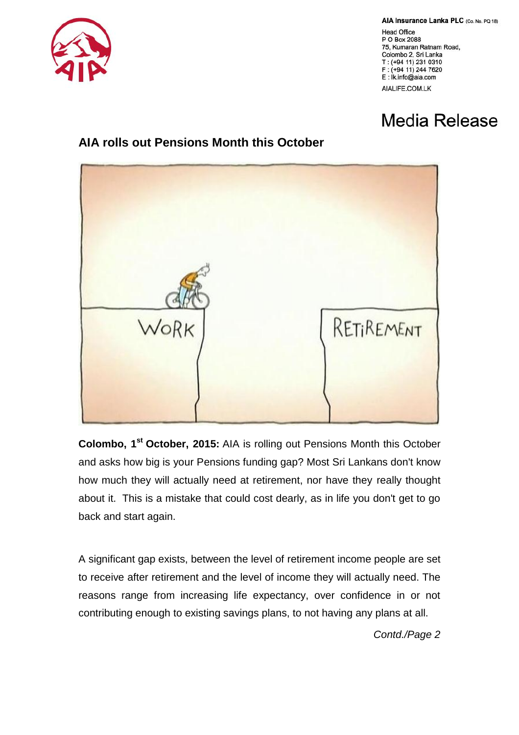AIA Insurance Lanka PLC (Co. No. PQ 18)
Head Office
P O Box 2088
75, Kumaran Ratnam Road,
Colombo 2, Sri Lanka
T : (+94 11) 231 0310
F : (+94 11) 244 7620
E : lk.info@aia.com
AIALIFE.COM.LK

# Media Release

## AIA rolls out Pensions Month this October

**Colombo, 1st October, 2015:** AIA is rolling out Pensions Month this October and asks how big is your Pensions funding gap? Most Sri Lankans don't know how much they will actually need at retirement, nor have they really thought about it. This is a mistake that could cost dearly, as in life you don't get to go back and start again.

A significant gap exists, between the level of retirement income people are set to receive after retirement and the level of income they will actually need. The reasons range from increasing life expectancy, over confidence in or not contributing enough to existing savings plans, to not having any plans at all.

*Contd./Page 2*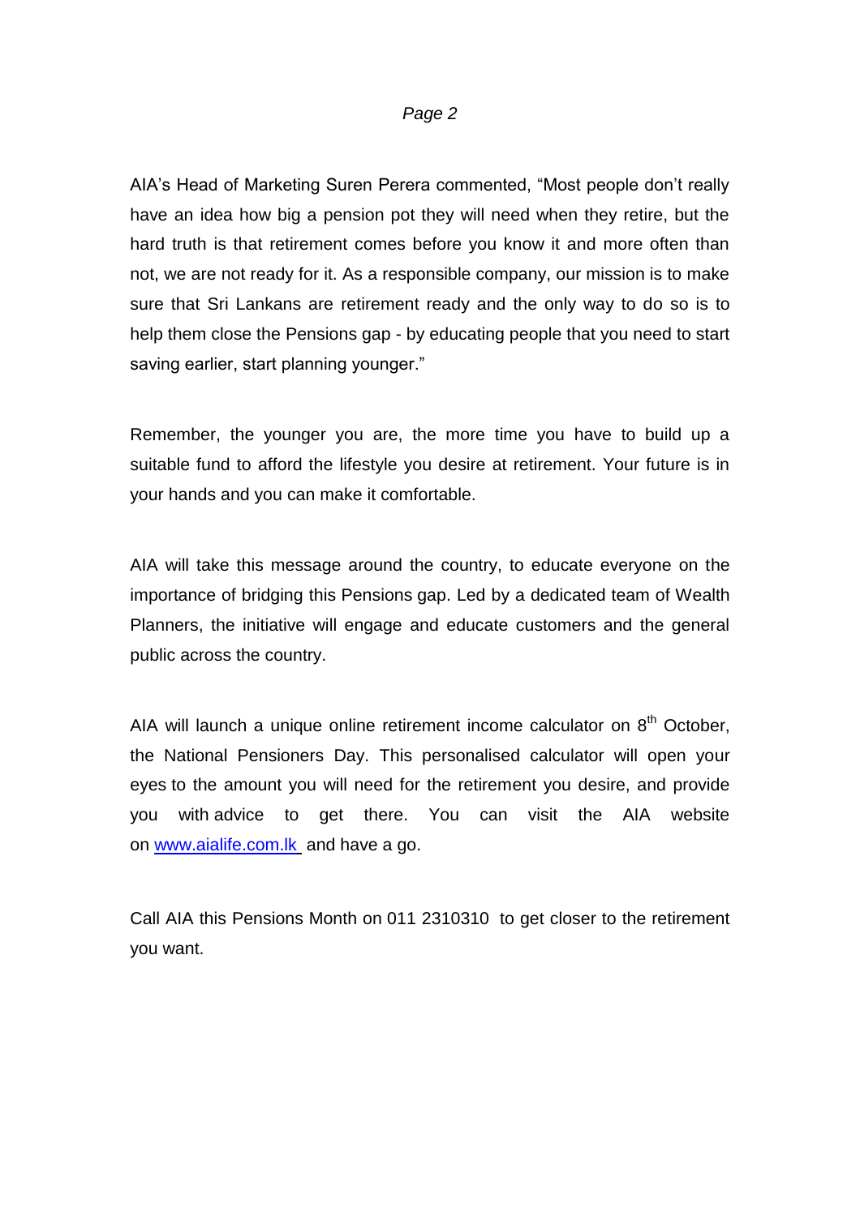AIA's Head of Marketing Suren Perera commented, "Most people don't really have an idea how big a pension pot they will need when they retire, but the hard truth is that retirement comes before you know it and more often than not, we are not ready for it. As a responsible company, our mission is to make sure that Sri Lankans are retirement ready and the only way to do so is to help them close the Pensions gap - by educating people that you need to start saving earlier, start planning younger."

Remember, the younger you are, the more time you have to build up a suitable fund to afford the lifestyle you desire at retirement. Your future is in your hands and you can make it comfortable.

AIA will take this message around the country, to educate everyone on the importance of bridging this Pensions gap. Led by a dedicated team of Wealth Planners, the initiative will engage and educate customers and the general public across the country.

AIA will launch a unique online retirement income calculator on 8th October, the National Pensioners Day. This personalised calculator will open your eyes to the amount you will need for the retirement you desire, and provide you with advice to get there. You can visit the AIA website on www.aialife.com.lk and have a go.

Call AIA this Pensions Month on 011 2310310 to get closer to the retirement you want.